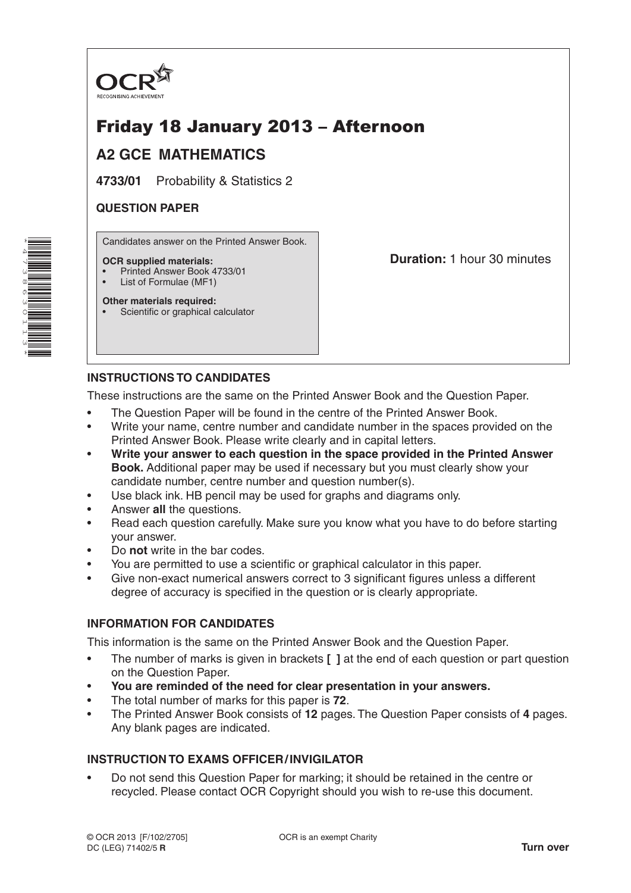OCR

RECOGNISING ACHIEVEMENT

# Friday 18 January 2013 – Afternoon

## A2 GCE MATHEMATICS

**4733/01** Probability & Statistics 2

**QUESTION PAPER**

Candidates answer on the Printed Answer Book.

**OCR supplied materials:**

- Printed Answer Book 4733/01
- List of Formulae (MF1)

**Other materials required:**

- Scientific or graphical calculator

**Duration:** 1 hour 30 minutes

### INSTRUCTIONS TO CANDIDATES

These instructions are the same on the Printed Answer Book and the Question Paper.

- The Question Paper will be found in the centre of the Printed Answer Book.
- Write your name, centre number and candidate number in the spaces provided on the Printed Answer Book. Please write clearly and in capital letters.
- **Write your answer to each question in the space provided in the Printed Answer Book.** Additional paper may be used if necessary but you must clearly show your candidate number, centre number and question number(s).
- Use black ink. HB pencil may be used for graphs and diagrams only.
- Answer **all** the questions.
- Read each question carefully. Make sure you know what you have to do before starting your answer.
- Do **not** write in the bar codes.
- You are permitted to use a scientific or graphical calculator in this paper.
- Give non-exact numerical answers correct to 3 significant figures unless a different degree of accuracy is specified in the question or is clearly appropriate.

### INFORMATION FOR CANDIDATES

This information is the same on the Printed Answer Book and the Question Paper.

- The number of marks is given in brackets **[ ]** at the end of each question or part question on the Question Paper.
- **You are reminded of the need for clear presentation in your answers.**
- The total number of marks for this paper is **72**.
- The Printed Answer Book consists of **12** pages. The Question Paper consists of **4** pages. Any blank pages are indicated.

### INSTRUCTION TO EXAMS OFFICER / INVIGILATOR

- Do not send this Question Paper for marking; it should be retained in the centre or recycled. Please contact OCR Copyright should you wish to re-use this document.

© OCR 2013 [F/102/2705]
DC (LEG) 71402/5 **R**

OCR is an exempt Charity

**Turn over**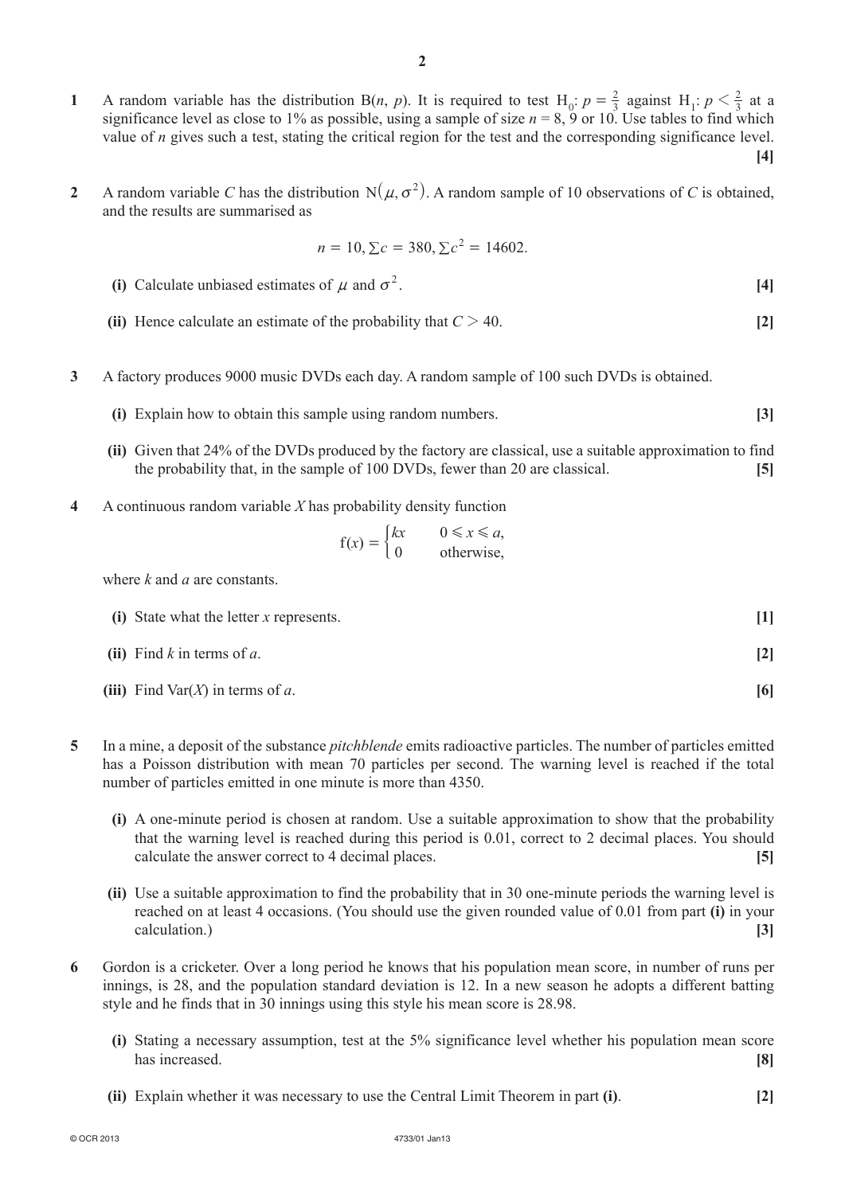**1** A random variable has the distribution $B(n, p)$. It is required to test $H_0$: $p = \frac{2}{3}$ against $H_1$: $p < \frac{2}{3}$ at a significance level as close to 1% as possible, using a sample of size $n = 8$, 9 or 10. Use tables to find which value of $n$ gives such a test, stating the critical region for the test and the corresponding significance level. **[4]**

**2** A random variable $C$ has the distribution $N(\mu, \sigma^2)$. A random sample of 10 observations of $C$ is obtained, and the results are summarised as

$$n = 10, \sum c = 380, \sum c^2 = 14602.$$

**(i)** Calculate unbiased estimates of $\mu$ and $\sigma^2$. **[4]**

**(ii)** Hence calculate an estimate of the probability that $C > 40$. **[2]**

**3** A factory produces 9000 music DVDs each day. A random sample of 100 such DVDs is obtained.

**(i)** Explain how to obtain this sample using random numbers. **[3]**

**(ii)** Given that 24% of the DVDs produced by the factory are classical, use a suitable approximation to find the probability that, in the sample of 100 DVDs, fewer than 20 are classical. **[5]**

**4** A continuous random variable $X$ has probability density function

$$f(x) = \begin{cases} kx & 0 \leqslant x \leqslant a, \\ 0 & \text{otherwise,} \end{cases}$$

where $k$ and $a$ are constants.

**(i)** State what the letter $x$ represents. **[1]**

**(ii)** Find $k$ in terms of $a$. **[2]**

**(iii)** Find $\text{Var}(X)$ in terms of $a$. **[6]**

**5** In a mine, a deposit of the substance *pitchblende* emits radioactive particles. The number of particles emitted has a Poisson distribution with mean 70 particles per second. The warning level is reached if the total number of particles emitted in one minute is more than 4350.

**(i)** A one-minute period is chosen at random. Use a suitable approximation to show that the probability that the warning level is reached during this period is 0.01, correct to 2 decimal places. You should calculate the answer correct to 4 decimal places. **[5]**

**(ii)** Use a suitable approximation to find the probability that in 30 one-minute periods the warning level is reached on at least 4 occasions. (You should use the given rounded value of 0.01 from part **(i)** in your calculation.) **[3]**

**6** Gordon is a cricketer. Over a long period he knows that his population mean score, in number of runs per innings, is 28, and the population standard deviation is 12. In a new season he adopts a different batting style and he finds that in 30 innings using this style his mean score is 28.98.

**(i)** Stating a necessary assumption, test at the 5% significance level whether his population mean score has increased. **[8]**

**(ii)** Explain whether it was necessary to use the Central Limit Theorem in part **(i)**. **[2]**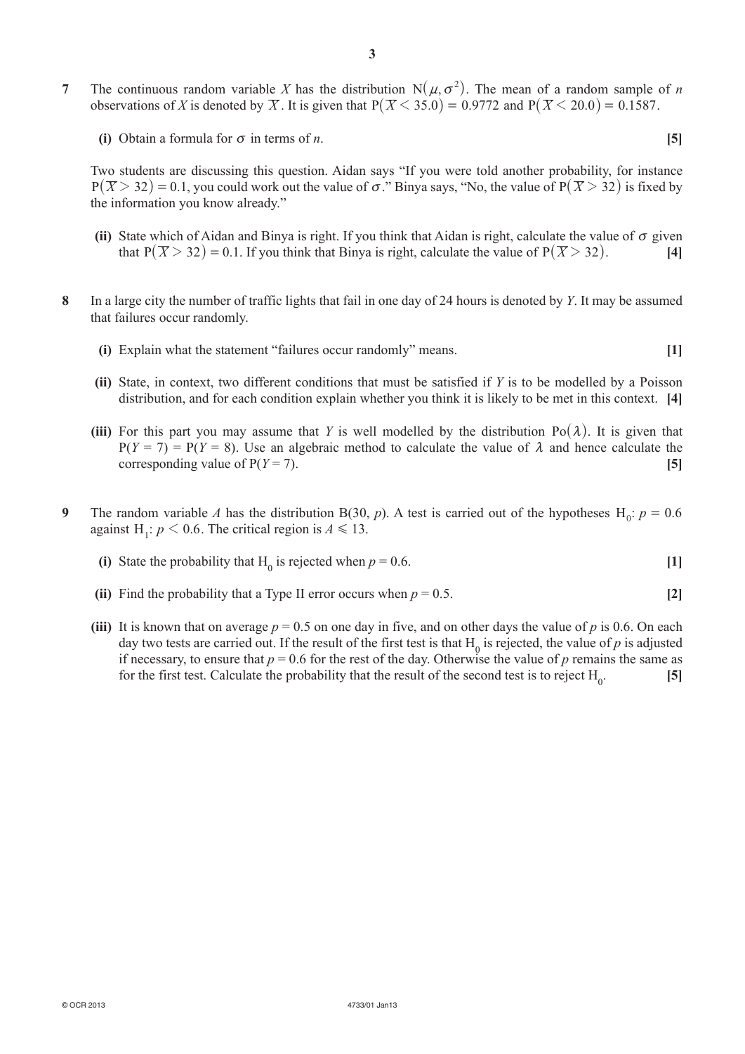**7** The continuous random variable $X$ has the distribution $\mathrm{N}(\mu, \sigma^2)$. The mean of a random sample of $n$ observations of $X$ is denoted by $\overline{X}$. It is given that $\mathrm{P}(\overline{X} < 35.0) = 0.9772$ and $\mathrm{P}(\overline{X} < 20.0) = 0.1587$.

**(i)** Obtain a formula for $\sigma$ in terms of $n$. **[5]**

Two students are discussing this question. Aidan says "If you were told another probability, for instance $\mathrm{P}(\overline{X} > 32) = 0.1$, you could work out the value of $\sigma$." Binya says, "No, the value of $\mathrm{P}(\overline{X} > 32)$ is fixed by the information you know already."

**(ii)** State which of Aidan and Binya is right. If you think that Aidan is right, calculate the value of $\sigma$ given that $\mathrm{P}(\overline{X} > 32) = 0.1$. If you think that Binya is right, calculate the value of $\mathrm{P}(\overline{X} > 32)$. **[4]**

**8** In a large city the number of traffic lights that fail in one day of 24 hours is denoted by $Y$. It may be assumed that failures occur randomly.

**(i)** Explain what the statement "failures occur randomly" means. **[1]**

**(ii)** State, in context, two different conditions that must be satisfied if $Y$ is to be modelled by a Poisson distribution, and for each condition explain whether you think it is likely to be met in this context. **[4]**

**(iii)** For this part you may assume that $Y$ is well modelled by the distribution $\mathrm{Po}(\lambda)$. It is given that $\mathrm{P}(Y = 7) = \mathrm{P}(Y = 8)$. Use an algebraic method to calculate the value of $\lambda$ and hence calculate the corresponding value of $\mathrm{P}(Y = 7)$. **[5]**

**9** The random variable $A$ has the distribution $\mathrm{B}(30, p)$. A test is carried out of the hypotheses $\mathrm{H}_0$: $p = 0.6$ against $\mathrm{H}_1$: $p < 0.6$. The critical region is $A \leqslant 13$.

**(i)** State the probability that $\mathrm{H}_0$ is rejected when $p = 0.6$. **[1]**

**(ii)** Find the probability that a Type II error occurs when $p = 0.5$. **[2]**

**(iii)** It is known that on average $p = 0.5$ on one day in five, and on other days the value of $p$ is 0.6. On each day two tests are carried out. If the result of the first test is that $\mathrm{H}_0$ is rejected, the value of $p$ is adjusted if necessary, to ensure that $p = 0.6$ for the rest of the day. Otherwise the value of $p$ remains the same as for the first test. Calculate the probability that the result of the second test is to reject $\mathrm{H}_0$. **[5]**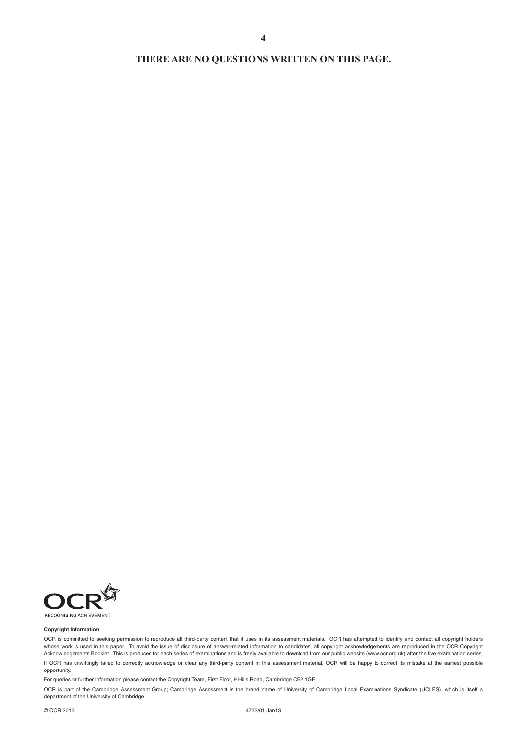**THERE ARE NO QUESTIONS WRITTEN ON THIS PAGE.**

OCR
RECOGNISING ACHIEVEMENT

**Copyright Information**

OCR is committed to seeking permission to reproduce all third-party content that it uses in its assessment materials. OCR has attempted to identify and contact all copyright holders whose work is used in this paper. To avoid the issue of disclosure of answer-related information to candidates, all copyright acknowledgements are reproduced in the OCR Copyright Acknowledgements Booklet. This is produced for each series of examinations and is freely available to download from our public website (www.ocr.org.uk) after the live examination series.

If OCR has unwittingly failed to correctly acknowledge or clear any third-party content in this assessment material, OCR will be happy to correct its mistake at the earliest possible opportunity.

For queries or further information please contact the Copyright Team, First Floor, 9 Hills Road, Cambridge CB2 1GE.

OCR is part of the Cambridge Assessment Group; Cambridge Assessment is the brand name of University of Cambridge Local Examinations Syndicate (UCLES), which is itself a department of the University of Cambridge.

© OCR 2013 4733/01 Jan13